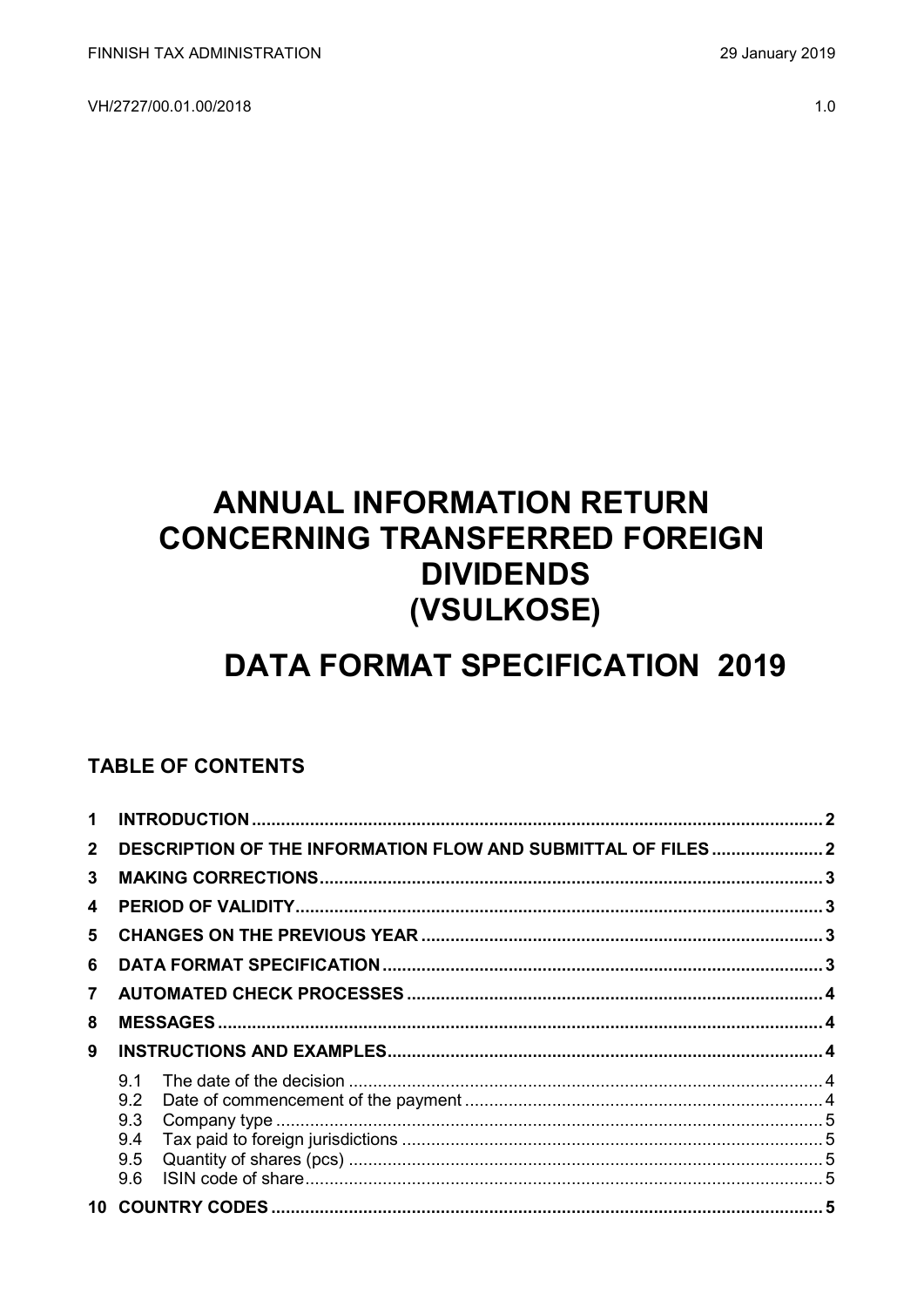FINNISH TAX ADMINISTRATION 29 January 2019

VH/2727/00.01.00/2018 1.0

# ANNUAL INFORMATION RETURN CONCERNING TRANSFERRED FOREIGN DIVIDENDS (VSULKOSE)

# DATA FORMAT SPECIFICATION 2019

## TABLE OF CONTENTS

1 INTRODUCTION ..... 2
2 DESCRIPTION OF THE INFORMATION FLOW AND SUBMITTAL OF FILES ..... 2
3 MAKING CORRECTIONS ..... 3
4 PERIOD OF VALIDITY ..... 3
5 CHANGES ON THE PREVIOUS YEAR ..... 3
6 DATA FORMAT SPECIFICATION ..... 3
7 AUTOMATED CHECK PROCESSES ..... 4
8 MESSAGES ..... 4
9 INSTRUCTIONS AND EXAMPLES ..... 4
- 9.1 The date of the decision ..... 4
- 9.2 Date of commencement of the payment ..... 4
- 9.3 Company type ..... 5
- 9.4 Tax paid to foreign jurisdictions ..... 5
- 9.5 Quantity of shares (pcs) ..... 5
- 9.6 ISIN code of share ..... 5

10 COUNTRY CODES ..... 5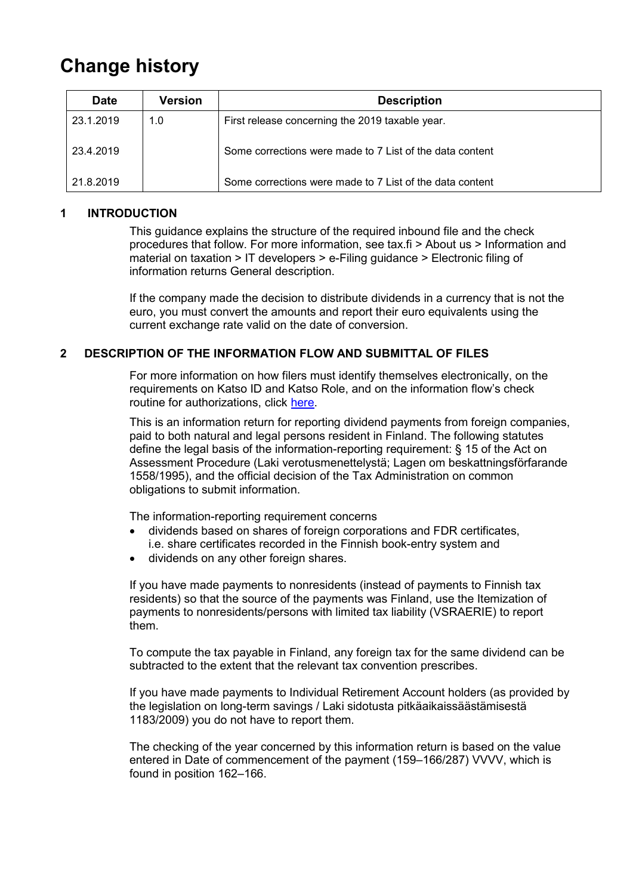# Change history

| Date | Version | Description |
|---|---|---|
| 23.1.2019 | 1.0 | First release concerning the 2019 taxable year. |
| 23.4.2019 | | Some corrections were made to 7 List of the data content |
| 21.8.2019 | | Some corrections were made to 7 List of the data content |

## 1 INTRODUCTION

This guidance explains the structure of the required inbound file and the check procedures that follow. For more information, see tax.fi > About us > Information and material on taxation > IT developers > e-Filing guidance > Electronic filing of information returns General description.

If the company made the decision to distribute dividends in a currency that is not the euro, you must convert the amounts and report their euro equivalents using the current exchange rate valid on the date of conversion.

## 2 DESCRIPTION OF THE INFORMATION FLOW AND SUBMITTAL OF FILES

For more information on how filers must identify themselves electronically, on the requirements on Katso ID and Katso Role, and on the information flow's check routine for authorizations, click here.

This is an information return for reporting dividend payments from foreign companies, paid to both natural and legal persons resident in Finland. The following statutes define the legal basis of the information-reporting requirement: § 15 of the Act on Assessment Procedure (Laki verotusmenettelystä; Lagen om beskattningsförfarande 1558/1995), and the official decision of the Tax Administration on common obligations to submit information.

The information-reporting requirement concerns

- dividends based on shares of foreign corporations and FDR certificates, i.e. share certificates recorded in the Finnish book-entry system and
- dividends on any other foreign shares.

If you have made payments to nonresidents (instead of payments to Finnish tax residents) so that the source of the payments was Finland, use the Itemization of payments to nonresidents/persons with limited tax liability (VSRAERIE) to report them.

To compute the tax payable in Finland, any foreign tax for the same dividend can be subtracted to the extent that the relevant tax convention prescribes.

If you have made payments to Individual Retirement Account holders (as provided by the legislation on long-term savings / Laki sidotusta pitkäaikaissäästämisestä 1183/2009) you do not have to report them.

The checking of the year concerned by this information return is based on the value entered in Date of commencement of the payment (159–166/287) VVVV, which is found in position 162–166.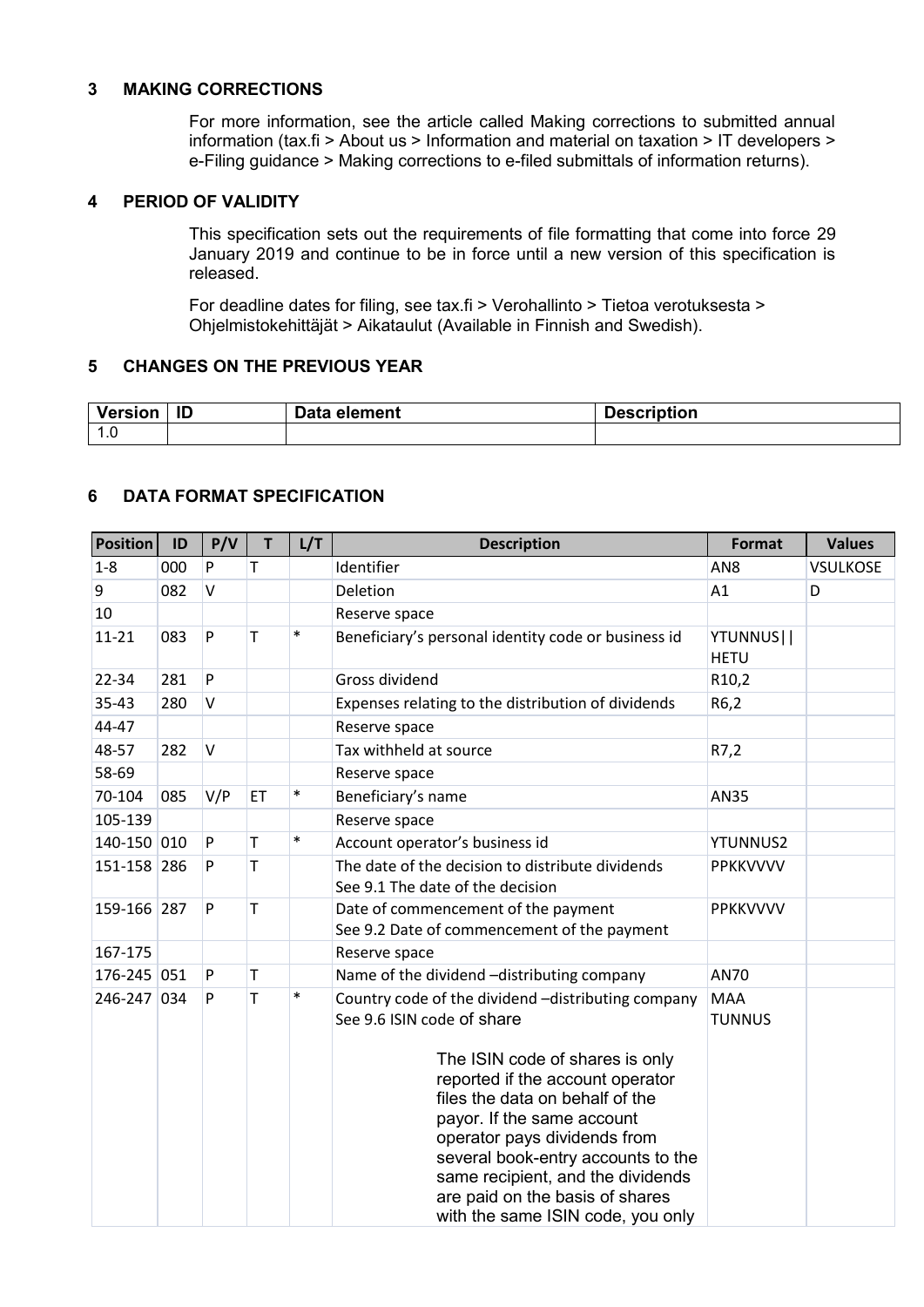## 3 MAKING CORRECTIONS

For more information, see the article called Making corrections to submitted annual information (tax.fi > About us > Information and material on taxation > IT developers > e-Filing guidance > Making corrections to e-filed submittals of information returns).

## 4 PERIOD OF VALIDITY

This specification sets out the requirements of file formatting that come into force 29 January 2019 and continue to be in force until a new version of this specification is released.

For deadline dates for filing, see tax.fi > Verohallinto > Tietoa verotuksesta > Ohjelmistokehittäjät > Aikataulut (Available in Finnish and Swedish).

## 5 CHANGES ON THE PREVIOUS YEAR

| Version | ID | Data element | Description |
|---|---|---|---|
| 1.0 | | | |

## 6 DATA FORMAT SPECIFICATION

| Position | ID | P/V | T | L/T | Description | Format | Values |
|---|---|---|---|---|---|---|---|
| 1-8 | 000 | P | T | | Identifier | AN8 | VSULKOSE |
| 9 | 082 | V | | | Deletion | A1 | D |
| 10 | | | | | Reserve space | | |
| 11-21 | 083 | P | T | * | Beneficiary's personal identity code or business id | YTUNNUS\|\|HETU | |
| 22-34 | 281 | P | | | Gross dividend | R10,2 | |
| 35-43 | 280 | V | | | Expenses relating to the distribution of dividends | R6,2 | |
| 44-47 | | | | | Reserve space | | |
| 48-57 | 282 | V | | | Tax withheld at source | R7,2 | |
| 58-69 | | | | | Reserve space | | |
| 70-104 | 085 | V/P | ET | * | Beneficiary's name | AN35 | |
| 105-139 | | | | | Reserve space | | |
| 140-150 | 010 | P | T | * | Account operator's business id | YTUNNUS2 | |
| 151-158 | 286 | P | T | | The date of the decision to distribute dividends See 9.1 The date of the decision | PPKKVVVV | |
| 159-166 | 287 | P | T | | Date of commencement of the payment See 9.2 Date of commencement of the payment | PPKKVVVV | |
| 167-175 | | | | | Reserve space | | |
| 176-245 | 051 | P | T | | Name of the dividend –distributing company | AN70 | |
| 246-247 | 034 | P | T | * | Country code of the dividend –distributing company See 9.6 ISIN code of share<br><br>The ISIN code of shares is only reported if the account operator files the data on behalf of the payor. If the same account operator pays dividends from several book-entry accounts to the same recipient, and the dividends are paid on the basis of shares with the same ISIN code, you only | MAA TUNNUS | |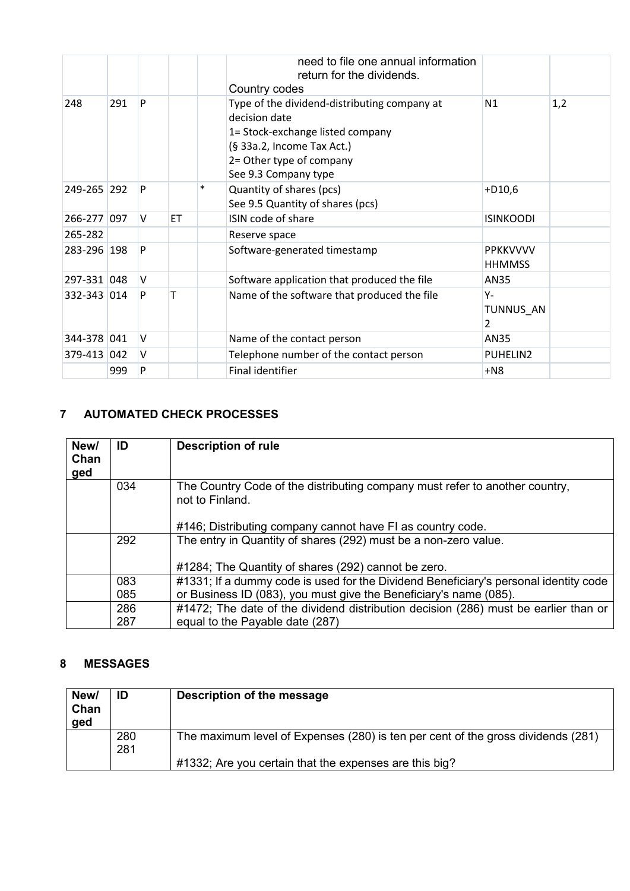| | | | | | need to file one annual information return for the dividends.<br>Country codes | | |
|---|---|---|---|---|---|---|---|
| 248 | 291 | P | | | Type of the dividend-distributing company at decision date<br>1= Stock-exchange listed company<br>(§ 33a.2, Income Tax Act.)<br>2= Other type of company<br>See 9.3 Company type | N1 | 1,2 |
| 249-265 | 292 | P | | * | Quantity of shares (pcs)<br>See 9.5 Quantity of shares (pcs) | +D10,6 | |
| 266-277 | 097 | V | ET | | ISIN code of share | ISINKOODI | |
| 265-282 | | | | | Reserve space | | |
| 283-296 | 198 | P | | | Software-generated timestamp | PPKKVVVV HHMMSS | |
| 297-331 | 048 | V | | | Software application that produced the file | AN35 | |
| 332-343 | 014 | P | T | | Name of the software that produced the file | Y-TUNNUS_AN2 | |
| 344-378 | 041 | V | | | Name of the contact person | AN35 | |
| 379-413 | 042 | V | | | Telephone number of the contact person | PUHELIN2 | |
| | 999 | P | | | Final identifier | +N8 | |

## 7 AUTOMATED CHECK PROCESSES

| New/ Changed | ID | Description of rule |
|---|---|---|
| | 034 | The Country Code of the distributing company must refer to another country, not to Finland.<br><br>#146; Distributing company cannot have FI as country code. |
| | 292 | The entry in Quantity of shares (292) must be a non-zero value.<br><br>#1284; The Quantity of shares (292) cannot be zero. |
| | 083<br>085 | #1331; If a dummy code is used for the Dividend Beneficiary's personal identity code or Business ID (083), you must give the Beneficiary's name (085). |
| | 286<br>287 | #1472; The date of the dividend distribution decision (286) must be earlier than or equal to the Payable date (287) |

## 8 MESSAGES

| New/ Changed | ID | Description of the message |
|---|---|---|
| | 280<br>281 | The maximum level of Expenses (280) is ten per cent of the gross dividends (281)<br><br>#1332; Are you certain that the expenses are this big? |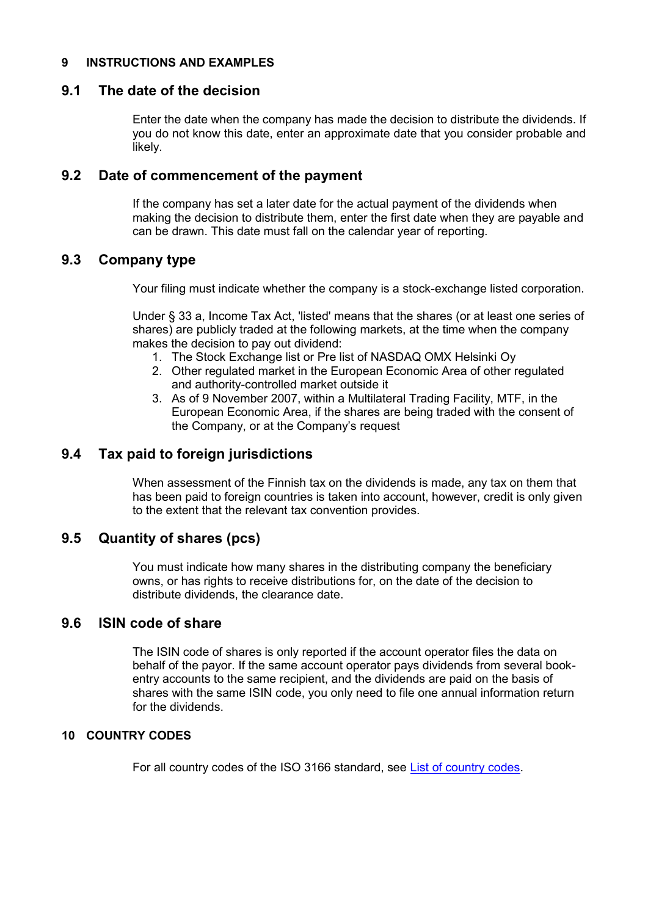## 9 INSTRUCTIONS AND EXAMPLES

### 9.1 The date of the decision

Enter the date when the company has made the decision to distribute the dividends. If you do not know this date, enter an approximate date that you consider probable and likely.

### 9.2 Date of commencement of the payment

If the company has set a later date for the actual payment of the dividends when making the decision to distribute them, enter the first date when they are payable and can be drawn. This date must fall on the calendar year of reporting.

### 9.3 Company type

Your filing must indicate whether the company is a stock-exchange listed corporation.

Under § 33 a, Income Tax Act, 'listed' means that the shares (or at least one series of shares) are publicly traded at the following markets, at the time when the company makes the decision to pay out dividend:

1. The Stock Exchange list or Pre list of NASDAQ OMX Helsinki Oy
2. Other regulated market in the European Economic Area of other regulated and authority-controlled market outside it
3. As of 9 November 2007, within a Multilateral Trading Facility, MTF, in the European Economic Area, if the shares are being traded with the consent of the Company, or at the Company's request

### 9.4 Tax paid to foreign jurisdictions

When assessment of the Finnish tax on the dividends is made, any tax on them that has been paid to foreign countries is taken into account, however, credit is only given to the extent that the relevant tax convention provides.

### 9.5 Quantity of shares (pcs)

You must indicate how many shares in the distributing company the beneficiary owns, or has rights to receive distributions for, on the date of the decision to distribute dividends, the clearance date.

### 9.6 ISIN code of share

The ISIN code of shares is only reported if the account operator files the data on behalf of the payor. If the same account operator pays dividends from several book-entry accounts to the same recipient, and the dividends are paid on the basis of shares with the same ISIN code, you only need to file one annual information return for the dividends.

## 10 COUNTRY CODES

For all country codes of the ISO 3166 standard, see List of country codes.